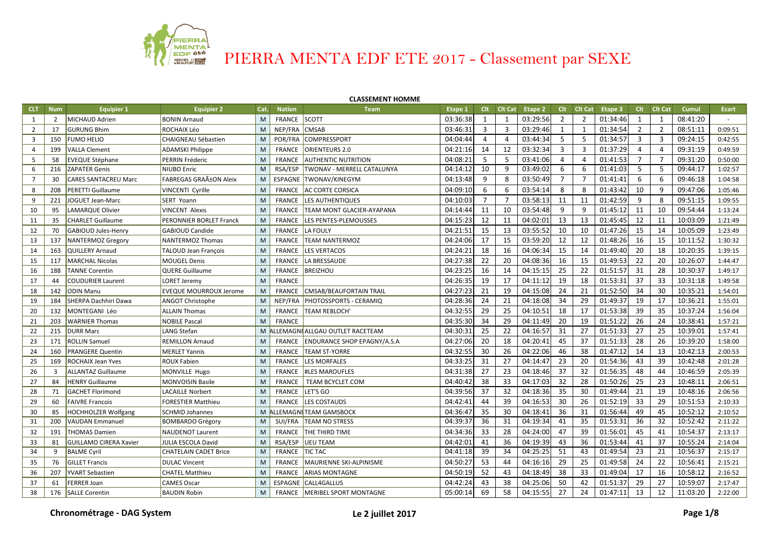# PIERRA MENTA EDF ETE 2017 - Classement par SEXE

## CLASSEMENT HOMME

| CLT | Num | Equipier 1 | Equipier 2 | Cat. | Nation | Team | Etape 1 | Clt | Clt Cat | Etape 2 | Clt | Clt Cat | Etape 3 | Clt | Clt Cat | Cumul | Ecart |
|---|---|---|---|---|---|---|---|---|---|---|---|---|---|---|---|---|---|
| 1 | 2 | MICHAUD Adrien | BONIN Arnaud | M | FRANCE | SCOTT | 03:36:38 | 1 | 1 | 03:29:56 | 2 | 2 | 01:34:46 | 1 | 1 | 08:41:20 | - |
| 2 | 17 | GURUNG Bhim | ROCHAIX Léo | M | NEP/FRA | CMSAB | 03:46:31 | 3 | 3 | 03:29:46 | 1 | 1 | 01:34:54 | 2 | 2 | 08:51:11 | 0:09:51 |
| 3 | 150 | FUMO HELIO | CHAIGNEAU Sébastien | M | POR/FRA | COMPRESSPORT | 04:04:44 | 4 | 4 | 03:44:34 | 5 | 5 | 01:34:57 | 3 | 3 | 09:24:15 | 0:42:55 |
| 4 | 199 | VALLA Clement | ADAMSKI Philippe | M | FRANCE | ORIENTEURS 2.0 | 04:21:16 | 14 | 12 | 03:32:34 | 3 | 3 | 01:37:29 | 4 | 4 | 09:31:19 | 0:49:59 |
| 5 | 58 | EVEQUE Stéphane | PERRIN Fréderic | M | FRANCE | AUTHENTIC NUTRITION | 04:08:21 | 5 | 5 | 03:41:06 | 4 | 4 | 01:41:53 | 7 | 7 | 09:31:20 | 0:50:00 |
| 6 | 216 | ZAPATER Genis | NIUBO Enric | M | RSA/ESP | TWONAV - MERRELL CATALUNYA | 04:14:12 | 10 | 9 | 03:49:02 | 6 | 6 | 01:41:03 | 5 | 5 | 09:44:17 | 1:02:57 |
| 7 | 30 | CARES SANTACREU Marc | FABREGAS GRAÃ±ON Aleix | M | ESPAGNE | TWONAV/KINEGYM | 04:13:48 | 9 | 8 | 03:50:49 | 7 | 7 | 01:41:41 | 6 | 6 | 09:46:18 | 1:04:58 |
| 8 | 208 | PERETTI Guillaume | VINCENTI Cyrille | M | FRANCE | AC CORTE CORSICA | 04:09:10 | 6 | 6 | 03:54:14 | 8 | 8 | 01:43:42 | 10 | 9 | 09:47:06 | 1:05:46 |
| 9 | 221 | JOGUET Jean-Marc | SERT Yoann | M | FRANCE | LES AUTHENTIQUES | 04:10:03 | 7 | 7 | 03:58:13 | 11 | 11 | 01:42:59 | 9 | 8 | 09:51:15 | 1:09:55 |
| 10 | 95 | LAMARQUE Olivier | VINCENT Alexis | M | FRANCE | TEAM MONT GLACIER-AYAPANA | 04:14:44 | 11 | 10 | 03:54:48 | 9 | 9 | 01:45:12 | 11 | 10 | 09:54:44 | 1:13:24 |
| 11 | 35 | CHARLET Guillaume | PERONNIER BORLET Franck | M | FRANCE | LES PENTES-PLEMOUSSES | 04:15:23 | 12 | 11 | 04:02:01 | 13 | 13 | 01:45:45 | 12 | 11 | 10:03:09 | 1:21:49 |
| 12 | 70 | GABIOUD Jules-Henry | GABIOUD Candide | M | FRANCE | LA FOULY | 04:21:51 | 15 | 13 | 03:55:52 | 10 | 10 | 01:47:26 | 15 | 14 | 10:05:09 | 1:23:49 |
| 13 | 137 | NANTERMOZ Gregory | NANTERMOZ Thomas | M | FRANCE | TEAM NANTERMOZ | 04:24:06 | 17 | 15 | 03:59:20 | 12 | 12 | 01:48:26 | 16 | 15 | 10:11:52 | 1:30:32 |
| 14 | 163 | QUILLERY Arnaud | TALOUD Jean François | M | FRANCE | LES VERTACOS | 04:24:21 | 18 | 16 | 04:06:34 | 15 | 14 | 01:49:40 | 20 | 18 | 10:20:35 | 1:39:15 |
| 15 | 117 | MARCHAL Nicolas | MOUGEL Denis | M | FRANCE | LA BRESSAUDE | 04:27:38 | 22 | 20 | 04:08:36 | 16 | 15 | 01:49:53 | 22 | 20 | 10:26:07 | 1:44:47 |
| 16 | 188 | TANNE Corentin | QUERE Guillaume | M | FRANCE | BREIZHOU | 04:23:25 | 16 | 14 | 04:15:15 | 25 | 22 | 01:51:57 | 31 | 28 | 10:30:37 | 1:49:17 |
| 17 | 44 | COUDURIER Laurent | LORET Jeremy | M | FRANCE | | 04:26:35 | 19 | 17 | 04:11:12 | 19 | 18 | 01:53:31 | 37 | 33 | 10:31:18 | 1:49:58 |
| 18 | 142 | ODIN Manu | EVEQUE MOURROUX Jerome | M | FRANCE | CMSAB/BEAUFORTAIN TRAIL | 04:27:23 | 21 | 19 | 04:15:08 | 24 | 21 | 01:52:50 | 34 | 30 | 10:35:21 | 1:54:01 |
| 19 | 184 | SHERPA Dachhiri Dawa | ANGOT Christophe | M | NEP/FRA | PHOTOSSPORTS - CERAMIQ | 04:28:36 | 24 | 21 | 04:18:08 | 34 | 29 | 01:49:37 | 19 | 17 | 10:36:21 | 1:55:01 |
| 20 | 132 | MONTEGANI Léo | ALLAIN Thomas | M | FRANCE | TEAM REBLOCH' | 04:32:55 | 29 | 25 | 04:10:51 | 18 | 17 | 01:53:38 | 39 | 35 | 10:37:24 | 1:56:04 |
| 21 | 203 | WARNIER Thomas | NOBILE Pascal | M | FRANCE | | 04:35:30 | 34 | 29 | 04:11:49 | 20 | 19 | 01:51:22 | 26 | 24 | 10:38:41 | 1:57:21 |
| 22 | 215 | DURR Marc | LANG Stefan | M | ALLEMAGNE | ALLGAU OUTLET RACETEAM | 04:30:31 | 25 | 22 | 04:16:57 | 31 | 27 | 01:51:33 | 27 | 25 | 10:39:01 | 1:57:41 |
| 23 | 171 | ROLLIN Samuel | REMILLON Arnaud | M | FRANCE | ENDURANCE SHOP EPAGNY/A.S.A | 04:27:06 | 20 | 18 | 04:20:41 | 45 | 37 | 01:51:33 | 28 | 26 | 10:39:20 | 1:58:00 |
| 24 | 160 | PRANGERE Quentin | MERLET Yannis | M | FRANCE | TEAM ST-YORRE | 04:32:55 | 30 | 26 | 04:22:06 | 46 | 38 | 01:47:12 | 14 | 13 | 10:42:13 | 2:00:53 |
| 25 | 169 | ROCHAIX Jean Yves | ROUX Fabien | M | FRANCE | LES MORFALES | 04:33:25 | 31 | 27 | 04:14:47 | 23 | 20 | 01:54:36 | 43 | 39 | 10:42:48 | 2:01:28 |
| 26 | 3 | ALLANTAZ Guillaume | MONVILLE Hugo | M | FRANCE | #LES MAROUFLES | 04:31:38 | 27 | 23 | 04:18:46 | 37 | 32 | 01:56:35 | 48 | 44 | 10:46:59 | 2:05:39 |
| 27 | 84 | HENRY Guillaume | MONVOISIN Basile | M | FRANCE | TEAM BCYCLET.COM | 04:40:42 | 38 | 33 | 04:17:03 | 32 | 28 | 01:50:26 | 25 | 23 | 10:48:11 | 2:06:51 |
| 28 | 71 | GACHET Florimond | LACAILLE Norbert | M | FRANCE | LET'S GO | 04:39:56 | 37 | 32 | 04:18:36 | 35 | 30 | 01:49:44 | 21 | 19 | 10:48:16 | 2:06:56 |
| 29 | 60 | FAIVRE Francois | FORESTIER Matthieu | M | FRANCE | LES COSTAUDS | 04:42:41 | 44 | 39 | 04:16:53 | 30 | 26 | 01:52:19 | 33 | 29 | 10:51:53 | 2:10:33 |
| 30 | 85 | HOCHHOLZER Wolfgang | SCHMID Johannes | M | ALLEMAGNE | TEAM GAMSBOCK | 04:36:47 | 35 | 30 | 04:18:41 | 36 | 31 | 01:56:44 | 49 | 45 | 10:52:12 | 2:10:52 |
| 31 | 200 | VAUDAN Emmanuel | BOMBARDO Grégory | M | SUI/FRA | TEAM NO STRESS | 04:39:37 | 36 | 31 | 04:19:34 | 41 | 35 | 01:53:31 | 36 | 32 | 10:52:42 | 2:11:22 |
| 32 | 191 | THOMAS Damien | NAUDENOT Laurent | M | FRANCE | THE THIRD TIME | 04:34:36 | 33 | 28 | 04:24:00 | 47 | 39 | 01:56:01 | 45 | 41 | 10:54:37 | 2:13:17 |
| 33 | 81 | GUILLAMO CIRERA Xavier | JULIA ESCOLA David | M | RSA/ESP | UEU TEAM | 04:42:01 | 41 | 36 | 04:19:39 | 43 | 36 | 01:53:44 | 41 | 37 | 10:55:24 | 2:14:04 |
| 34 | 9 | BALME Cyril | CHATELAIN CADET Brice | M | FRANCE | TIC TAC | 04:41:18 | 39 | 34 | 04:25:25 | 51 | 43 | 01:49:54 | 23 | 21 | 10:56:37 | 2:15:17 |
| 35 | 76 | GILLET Francis | DULAC Vincent | M | FRANCE | MAURIENNE SKI-ALPINISME | 04:50:27 | 53 | 44 | 04:16:16 | 29 | 25 | 01:49:58 | 24 | 22 | 10:56:41 | 2:15:21 |
| 36 | 207 | YVART Sebastien | CHATEL Matthieu | M | FRANCE | ARIAS MONTAGNE | 04:50:19 | 52 | 43 | 04:18:49 | 38 | 33 | 01:49:04 | 17 | 16 | 10:58:12 | 2:16:52 |
| 37 | 61 | FERRER Joan | CAMES Oscar | M | ESPAGNE | CALL4GALLUS | 04:42:24 | 43 | 38 | 04:25:06 | 50 | 42 | 01:51:37 | 29 | 27 | 10:59:07 | 2:17:47 |
| 38 | 176 | SALLE Corentin | BAUDIN Robin | M | FRANCE | MERIBEL SPORT MONTAGNE | 05:00:14 | 69 | 58 | 04:15:55 | 27 | 24 | 01:47:11 | 13 | 12 | 11:03:20 | 2:22:00 |

**Chronométrage - DAG System** **Le 2 juillet 2017**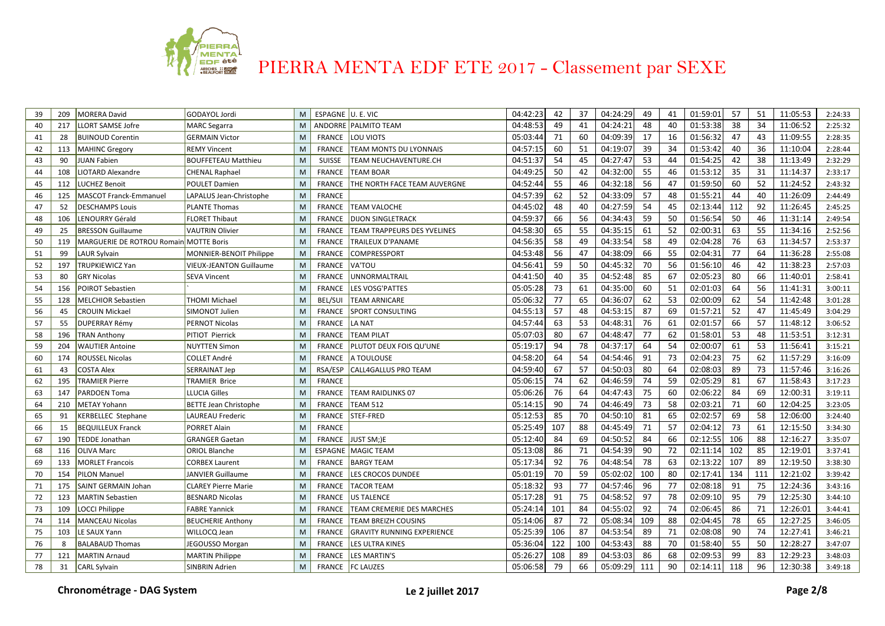# PIERRA MENTA EDF ETE 2017 - Classement par SEXE

| | | | | | | | | | | | | | | | | | | |
|---|---|---|---|---|---|---|---|---|---|---|---|---|---|---|---|---|---|---|
| 39 | 209 | MORERA David | GODAYOL Jordi | M | ESPAGNE | U. E. VIC | 04:42:23 | 42 | 37 | 04:24:29 | 49 | 41 | 01:59:01 | 57 | 51 | 11:05:53 | 2:24:33 |
| 40 | 217 | LLORT SAMSE Jofre | MARC Segarra | M | ANDORRE | PALMITO TEAM | 04:48:53 | 49 | 41 | 04:24:21 | 48 | 40 | 01:53:38 | 38 | 34 | 11:06:52 | 2:25:32 |
| 41 | 28 | BUINOUD Corentin | GERMAIN Victor | M | FRANCE | LOU VIOTS | 05:03:44 | 71 | 60 | 04:09:39 | 17 | 16 | 01:56:32 | 47 | 43 | 11:09:55 | 2:28:35 |
| 42 | 113 | MAHINC Gregory | REMY Vincent | M | FRANCE | TEAM MONTS DU LYONNAIS | 04:57:15 | 60 | 51 | 04:19:07 | 39 | 34 | 01:53:42 | 40 | 36 | 11:10:04 | 2:28:44 |
| 43 | 90 | JUAN Fabien | BOUFFETEAU Matthieu | M | SUISSE | TEAM NEUCHAVENTURE.CH | 04:51:37 | 54 | 45 | 04:27:47 | 53 | 44 | 01:54:25 | 42 | 38 | 11:13:49 | 2:32:29 |
| 44 | 108 | LIOTARD Alexandre | CHENAL Raphael | M | FRANCE | TEAM BOAR | 04:49:25 | 50 | 42 | 04:32:00 | 55 | 46 | 01:53:12 | 35 | 31 | 11:14:37 | 2:33:17 |
| 45 | 112 | LUCHEZ Benoit | POULET Damien | M | FRANCE | THE NORTH FACE TEAM AUVERGNE | 04:52:44 | 55 | 46 | 04:32:18 | 56 | 47 | 01:59:50 | 60 | 52 | 11:24:52 | 2:43:32 |
| 46 | 125 | MASCOT Franck-Emmanuel | LAPALUS Jean-Christophe | M | FRANCE | | 04:57:39 | 62 | 52 | 04:33:09 | 57 | 48 | 01:55:21 | 44 | 40 | 11:26:09 | 2:44:49 |
| 47 | 52 | DESCHAMPS Louis | PLANTE Thomas | M | FRANCE | TEAM VALOCHE | 04:45:02 | 48 | 40 | 04:27:59 | 54 | 45 | 02:13:44 | 112 | 92 | 11:26:45 | 2:45:25 |
| 48 | 106 | LENOURRY Gérald | FLORET Thibaut | M | FRANCE | DIJON SINGLETRACK | 04:59:37 | 66 | 56 | 04:34:43 | 59 | 50 | 01:56:54 | 50 | 46 | 11:31:14 | 2:49:54 |
| 49 | 25 | BRESSON Guillaume | VAUTRIN Olivier | M | FRANCE | TEAM TRAPPEURS DES YVELINES | 04:58:30 | 65 | 55 | 04:35:15 | 61 | 52 | 02:00:31 | 63 | 55 | 11:34:16 | 2:52:56 |
| 50 | 119 | MARGUERIE DE ROTROU Romain | MOTTE Boris | M | FRANCE | TRAILEUX D'PANAME | 04:56:35 | 58 | 49 | 04:33:54 | 58 | 49 | 02:04:28 | 76 | 63 | 11:34:57 | 2:53:37 |
| 51 | 99 | LAUR Sylvain | MONNIER-BENOIT Philippe | M | FRANCE | COMPRESSPORT | 04:53:48 | 56 | 47 | 04:38:09 | 66 | 55 | 02:04:31 | 77 | 64 | 11:36:28 | 2:55:08 |
| 52 | 197 | TRUPKIEWICZ Yan | VIEUX-JEANTON Guillaume | M | FRANCE | VA'TOU | 04:56:41 | 59 | 50 | 04:45:32 | 70 | 56 | 01:56:10 | 46 | 42 | 11:38:23 | 2:57:03 |
| 53 | 80 | GRY Nicolas | SEVA Vincent | M | FRANCE | UNNORMALTRAIL | 04:41:50 | 40 | 35 | 04:52:48 | 85 | 67 | 02:05:23 | 80 | 66 | 11:40:01 | 2:58:41 |
| 54 | 156 | POIROT Sebastien | ` | M | FRANCE | LES VOSG'PATTES | 05:05:28 | 73 | 61 | 04:35:00 | 60 | 51 | 02:01:03 | 64 | 56 | 11:41:31 | 3:00:11 |
| 55 | 128 | MELCHIOR Sebastien | THOMI Michael | M | BEL/SUI | TEAM ARNICARE | 05:06:32 | 77 | 65 | 04:36:07 | 62 | 53 | 02:00:09 | 62 | 54 | 11:42:48 | 3:01:28 |
| 56 | 45 | CROUIN Mickael | SIMONOT Julien | M | FRANCE | SPORT CONSULTING | 04:55:13 | 57 | 48 | 04:53:15 | 87 | 69 | 01:57:21 | 52 | 47 | 11:45:49 | 3:04:29 |
| 57 | 55 | DUPERRAY Rémy | PERNOT Nicolas | M | FRANCE | LA NAT | 04:57:44 | 63 | 53 | 04:48:31 | 76 | 61 | 02:01:57 | 66 | 57 | 11:48:12 | 3:06:52 |
| 58 | 196 | TRAN Anthony | PITIOT Pierrick | M | FRANCE | TEAM PILAT | 05:07:03 | 80 | 67 | 04:48:47 | 77 | 62 | 01:58:01 | 53 | 48 | 11:53:51 | 3:12:31 |
| 59 | 204 | WAUTIER Antoine | NUYTTEN Simon | M | FRANCE | PLUTOT DEUX FOIS QU'UNE | 05:19:17 | 94 | 78 | 04:37:17 | 64 | 54 | 02:00:07 | 61 | 53 | 11:56:41 | 3:15:21 |
| 60 | 174 | ROUSSEL Nicolas | COLLET André | M | FRANCE | A TOULOUSE | 04:58:20 | 64 | 54 | 04:54:46 | 91 | 73 | 02:04:23 | 75 | 62 | 11:57:29 | 3:16:09 |
| 61 | 43 | COSTA Alex | SERRAINAT Jep | M | RSA/ESP | CALL4GALLUS PRO TEAM | 04:59:40 | 67 | 57 | 04:50:03 | 80 | 64 | 02:08:03 | 89 | 73 | 11:57:46 | 3:16:26 |
| 62 | 195 | TRAMIER Pierre | TRAMIER Brice | M | FRANCE | | 05:06:15 | 74 | 62 | 04:46:59 | 74 | 59 | 02:05:29 | 81 | 67 | 11:58:43 | 3:17:23 |
| 63 | 147 | PARDOEN Toma | LLUCIA Gilles | M | FRANCE | TEAM RAIDLINKS 07 | 05:06:26 | 76 | 64 | 04:47:43 | 75 | 60 | 02:06:22 | 84 | 69 | 12:00:31 | 3:19:11 |
| 64 | 210 | METAY Yohann | BETTE Jean Christophe | M | FRANCE | TEAM 512 | 05:14:15 | 90 | 74 | 04:46:49 | 73 | 58 | 02:03:21 | 71 | 60 | 12:04:25 | 3:23:05 |
| 65 | 91 | KERBELLEC Stephane | LAUREAU Frederic | M | FRANCE | STEF-FRED | 05:12:53 | 85 | 70 | 04:50:10 | 81 | 65 | 02:02:57 | 69 | 58 | 12:06:00 | 3:24:40 |
| 66 | 15 | BEQUILLEUX Franck | PORRET Alain | M | FRANCE | | 05:25:49 | 107 | 88 | 04:45:49 | 71 | 57 | 02:04:12 | 73 | 61 | 12:15:50 | 3:34:30 |
| 67 | 190 | TEDDE Jonathan | GRANGER Gaetan | M | FRANCE | JUST SM;)E | 05:12:40 | 84 | 69 | 04:50:52 | 84 | 66 | 02:12:55 | 106 | 88 | 12:16:27 | 3:35:07 |
| 68 | 116 | OLIVA Marc | ORIOL Blanche | M | ESPAGNE | MAGIC TEAM | 05:13:08 | 86 | 71 | 04:54:39 | 90 | 72 | 02:11:14 | 102 | 85 | 12:19:01 | 3:37:41 |
| 69 | 133 | MORLET Francois | CORBEX Laurent | M | FRANCE | BARGY TEAM | 05:17:34 | 92 | 76 | 04:48:54 | 78 | 63 | 02:13:22 | 107 | 89 | 12:19:50 | 3:38:30 |
| 70 | 154 | PILON Manuel | JANVIER Guillaume | M | FRANCE | LES CROCOS DUNDEE | 05:01:19 | 70 | 59 | 05:02:02 | 100 | 80 | 02:17:41 | 134 | 111 | 12:21:02 | 3:39:42 |
| 71 | 175 | SAINT GERMAIN Johan | CLAREY Pierre Marie | M | FRANCE | TACOR TEAM | 05:18:32 | 93 | 77 | 04:57:46 | 96 | 77 | 02:08:18 | 91 | 75 | 12:24:36 | 3:43:16 |
| 72 | 123 | MARTIN Sebastien | BESNARD Nicolas | M | FRANCE | US TALENCE | 05:17:28 | 91 | 75 | 04:58:52 | 97 | 78 | 02:09:10 | 95 | 79 | 12:25:30 | 3:44:10 |
| 73 | 109 | LOCCI Philippe | FABRE Yannick | M | FRANCE | TEAM CREMERIE DES MARCHES | 05:24:14 | 101 | 84 | 04:55:02 | 92 | 74 | 02:06:45 | 86 | 71 | 12:26:01 | 3:44:41 |
| 74 | 114 | MANCEAU Nicolas | BEUCHERIE Anthony | M | FRANCE | TEAM BREIZH COUSINS | 05:14:06 | 87 | 72 | 05:08:34 | 109 | 88 | 02:04:45 | 78 | 65 | 12:27:25 | 3:46:05 |
| 75 | 103 | LE SAUX Yann | WILLOCQ Jean | M | FRANCE | GRAVITY RUNNING EXPERIENCE | 05:25:39 | 106 | 87 | 04:53:54 | 89 | 71 | 02:08:08 | 90 | 74 | 12:27:41 | 3:46:21 |
| 76 | 8 | BALABAUD Thomas | JEGOUSSO Morgan | M | FRANCE | LES ULTRA KINES | 05:36:04 | 122 | 100 | 04:53:43 | 88 | 70 | 01:58:40 | 55 | 50 | 12:28:27 | 3:47:07 |
| 77 | 121 | MARTIN Arnaud | MARTIN Philippe | M | FRANCE | LES MARTIN'S | 05:26:27 | 108 | 89 | 04:53:03 | 86 | 68 | 02:09:53 | 99 | 83 | 12:29:23 | 3:48:03 |
| 78 | 31 | CARL Sylvain | SINBRIN Adrien | M | FRANCE | FC LAUZES | 05:06:58 | 79 | 66 | 05:09:29 | 111 | 90 | 02:14:11 | 118 | 96 | 12:30:38 | 3:49:18 |

**Chronométrage - DAG System** **Le 2 juillet 2017**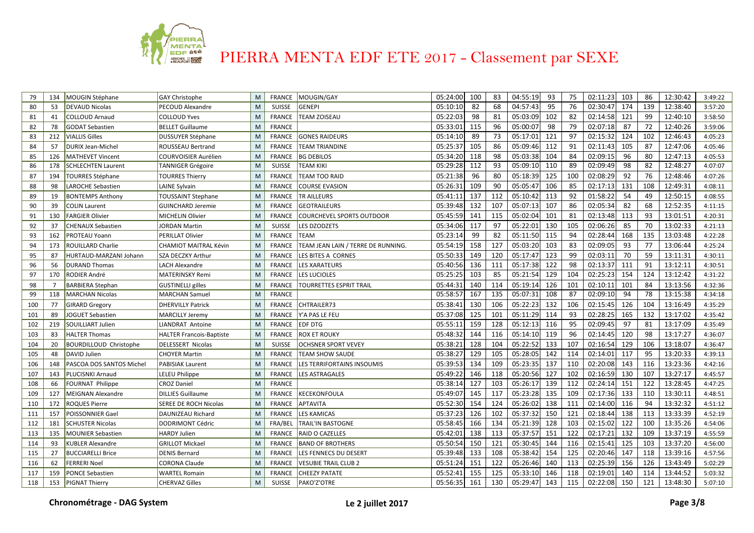# PIERRA MENTA EDF ETE 2017 - Classement par SEXE

| | | | | | | | | | | | | | | | | | | |
|---|---|---|---|---|---|---|---|---|---|---|---|---|---|---|---|---|---|---|
| 79 | 134 | MOUGIN Stéphane | GAY Christophe | M | FRANCE | MOUGIN/GAY | 05:24:00 | 100 | 83 | 04:55:19 | 93 | 75 | 02:11:23 | 103 | 86 | 12:30:42 | 3:49:22 |
| 80 | 53 | DEVAUD Nicolas | PECOUD Alexandre | M | SUISSE | GENEPI | 05:10:10 | 82 | 68 | 04:57:43 | 95 | 76 | 02:30:47 | 174 | 139 | 12:38:40 | 3:57:20 |
| 81 | 41 | COLLOUD Arnaud | COLLOUD Yves | M | FRANCE | TEAM ZOISEAU | 05:22:03 | 98 | 81 | 05:03:09 | 102 | 82 | 02:14:58 | 121 | 99 | 12:40:10 | 3:58:50 |
| 82 | 78 | GODAT Sebastien | BELLET Guillaume | M | FRANCE | | 05:33:01 | 115 | 96 | 05:00:07 | 98 | 79 | 02:07:18 | 87 | 72 | 12:40:26 | 3:59:06 |
| 83 | 212 | VIALLIS Gilles | DUSSUYER Stéphane | M | FRANCE | GONES RAIDEURS | 05:14:10 | 89 | 73 | 05:17:01 | 121 | 97 | 02:15:32 | 124 | 102 | 12:46:43 | 4:05:23 |
| 84 | 57 | DURIX Jean-Michel | ROUSSEAU Bertrand | M | FRANCE | TEAM TRIANDINE | 05:25:37 | 105 | 86 | 05:09:46 | 112 | 91 | 02:11:43 | 105 | 87 | 12:47:06 | 4:05:46 |
| 85 | 126 | MATHEVET Vincent | COURVOISIER Aurélien | M | FRANCE | BG DEBILOS | 05:34:20 | 118 | 98 | 05:03:38 | 104 | 84 | 02:09:15 | 96 | 80 | 12:47:13 | 4:05:53 |
| 86 | 178 | SCHLECHTEN Laurent | TANNIGER Grégoire | M | SUISSE | TEAM KIKI | 05:29:28 | 112 | 93 | 05:09:10 | 110 | 89 | 02:09:49 | 98 | 82 | 12:48:27 | 4:07:07 |
| 87 | 194 | TOURRES Stéphane | TOURRES Thierry | M | FRANCE | TEAM TOO RAID | 05:21:38 | 96 | 80 | 05:18:39 | 125 | 100 | 02:08:29 | 92 | 76 | 12:48:46 | 4:07:26 |
| 88 | 98 | LAROCHE Sebastien | LAINE Sylvain | M | FRANCE | COURSE EVASION | 05:26:31 | 109 | 90 | 05:05:47 | 106 | 85 | 02:17:13 | 131 | 108 | 12:49:31 | 4:08:11 |
| 89 | 19 | BONTEMPS Anthony | TOUSSAINT Stephane | M | FRANCE | TR AILLEURS | 05:41:11 | 137 | 112 | 05:10:42 | 113 | 92 | 01:58:22 | 54 | 49 | 12:50:15 | 4:08:55 |
| 90 | 39 | COLIN Laurent | GUINCHARD Jeremie | M | FRANCE | GEOTRAILEURS | 05:39:48 | 132 | 107 | 05:07:13 | 107 | 86 | 02:05:34 | 82 | 68 | 12:52:35 | 4:11:15 |
| 91 | 130 | FARGIER Olivier | MICHELIN Olivier | M | FRANCE | COURCHEVEL SPORTS OUTDOOR | 05:45:59 | 141 | 115 | 05:02:04 | 101 | 81 | 02:13:48 | 113 | 93 | 13:01:51 | 4:20:31 |
| 92 | 37 | CHENAUX Sebastien | JORDAN Martin | M | SUISSE | LES DZODZETS | 05:34:06 | 117 | 97 | 05:22:01 | 130 | 105 | 02:06:26 | 85 | 70 | 13:02:33 | 4:21:13 |
| 93 | 162 | PROTEAU Yoann | PERILLAT Olivier | M | FRANCE | TEAM | 05:23:14 | 99 | 82 | 05:11:50 | 115 | 94 | 02:28:44 | 168 | 135 | 13:03:48 | 4:22:28 |
| 94 | 173 | ROUILLARD Charlie | CHAMIOT MAITRAL Kévin | M | FRANCE | TEAM JEAN LAIN / TERRE DE RUNNING. | 05:54:19 | 158 | 127 | 05:03:20 | 103 | 83 | 02:09:05 | 93 | 77 | 13:06:44 | 4:25:24 |
| 95 | 87 | HURTAUD-MARZANI Johann | SZA DECZKY Arthur | M | FRANCE | LES BITES A CORNES | 05:50:33 | 149 | 120 | 05:17:47 | 123 | 99 | 02:03:11 | 70 | 59 | 13:11:31 | 4:30:11 |
| 96 | 56 | DURAND Thomas | LACH Alexandre | M | FRANCE | LES XARATEURS | 05:40:56 | 136 | 111 | 05:17:38 | 122 | 98 | 02:13:37 | 111 | 91 | 13:12:11 | 4:30:51 |
| 97 | 170 | RODIER André | MATERINSKY Remi | M | FRANCE | LES LUCIOLES | 05:25:25 | 103 | 85 | 05:21:54 | 129 | 104 | 02:25:23 | 154 | 124 | 13:12:42 | 4:31:22 |
| 98 | 7 | BARBIERA Stephan | GUSTINELLI gilles | M | FRANCE | TOURRETTES ESPRIT TRAIL | 05:44:31 | 140 | 114 | 05:19:14 | 126 | 101 | 02:10:11 | 101 | 84 | 13:13:56 | 4:32:36 |
| 99 | 118 | MARCHAN Nicolas | MARCHAN Samuel | M | FRANCE | | 05:58:57 | 167 | 135 | 05:07:31 | 108 | 87 | 02:09:10 | 94 | 78 | 13:15:38 | 4:34:18 |
| 100 | 77 | GIRARD Gregory | DHERVILLY Patrick | M | FRANCE | CHTRAILER73 | 05:38:41 | 130 | 106 | 05:22:23 | 132 | 106 | 02:15:45 | 126 | 104 | 13:16:49 | 4:35:29 |
| 101 | 89 | JOGUET Sebastien | MARCILLY Jeremy | M | FRANCE | Y'A PAS LE FEU | 05:37:08 | 125 | 101 | 05:11:29 | 114 | 93 | 02:28:25 | 165 | 132 | 13:17:02 | 4:35:42 |
| 102 | 219 | SOUILLIART Julien | LIANDRAT Antoine | M | FRANCE | EDF DTG | 05:55:11 | 159 | 128 | 05:12:13 | 116 | 95 | 02:09:45 | 97 | 81 | 13:17:09 | 4:35:49 |
| 103 | 83 | HALTER Thomas | HALTER Francois-Baptiste | M | FRANCE | ROX ET ROUKY | 05:48:32 | 144 | 116 | 05:14:10 | 119 | 96 | 02:14:45 | 120 | 98 | 13:17:27 | 4:36:07 |
| 104 | 20 | BOURDILLOUD Christophe | DELESSERT Nicolas | M | SUISSE | OCHSNER SPORT VEVEY | 05:38:21 | 128 | 104 | 05:22:52 | 133 | 107 | 02:16:54 | 129 | 106 | 13:18:07 | 4:36:47 |
| 105 | 48 | DAVID Julien | CHOYER Martin | M | FRANCE | TEAM SHOW SAUDE | 05:38:27 | 129 | 105 | 05:28:05 | 142 | 114 | 02:14:01 | 117 | 95 | 13:20:33 | 4:39:13 |
| 106 | 148 | PASCOA DOS SANTOS Michel | PABISIAK Laurent | M | FRANCE | LES TERRIFORTAINS INSOUMIS | 05:39:53 | 134 | 109 | 05:23:35 | 137 | 110 | 02:20:08 | 143 | 116 | 13:23:36 | 4:42:16 |
| 107 | 143 | PLUCISNKI Arnaud | LELEU Philippe | M | FRANCE | LES ASTRAGALES | 05:49:22 | 146 | 118 | 05:20:56 | 127 | 102 | 02:16:59 | 130 | 107 | 13:27:17 | 4:45:57 |
| 108 | 66 | FOURNAT Philippe | CROZ Daniel | M | FRANCE | | 05:38:14 | 127 | 103 | 05:26:17 | 139 | 112 | 02:24:14 | 151 | 122 | 13:28:45 | 4:47:25 |
| 109 | 127 | MEIGNAN Alexandre | DILLIES Guillaume | M | FRANCE | KECEKONFOULA | 05:49:07 | 145 | 117 | 05:23:28 | 135 | 109 | 02:17:36 | 133 | 110 | 13:30:11 | 4:48:51 |
| 110 | 172 | ROQUES Pierre | SEREE DE ROCH Nicolas | M | FRANCE | APTAVITA | 05:52:30 | 154 | 124 | 05:26:02 | 138 | 111 | 02:14:00 | 116 | 94 | 13:32:32 | 4:51:12 |
| 111 | 157 | POISSONNIER Gael | DAUNIZEAU Richard | M | FRANCE | LES KAMICAS | 05:37:23 | 126 | 102 | 05:37:32 | 150 | 121 | 02:18:44 | 138 | 113 | 13:33:39 | 4:52:19 |
| 112 | 181 | SCHUSTER Nicolas | DODRIMONT Cédric | M | FRA/BEL | TRAIL'IN BASTOGNE | 05:58:45 | 166 | 134 | 05:21:39 | 128 | 103 | 02:15:02 | 122 | 100 | 13:35:26 | 4:54:06 |
| 113 | 135 | MOUNIER Sebastien | HARDY Julien | M | FRANCE | RAID O CAZELLES | 05:42:01 | 138 | 113 | 05:37:57 | 151 | 122 | 02:17:21 | 132 | 109 | 13:37:19 | 4:55:59 |
| 114 | 93 | KUBLER Alexandre | GRILLOT Mickael | M | FRANCE | BAND OF BROTHERS | 05:50:54 | 150 | 121 | 05:30:45 | 144 | 116 | 02:15:41 | 125 | 103 | 13:37:20 | 4:56:00 |
| 115 | 27 | BUCCIARELLI Brice | DENIS Bernard | M | FRANCE | LES FENNECS DU DESERT | 05:39:48 | 133 | 108 | 05:38:42 | 154 | 125 | 02:20:46 | 147 | 118 | 13:39:16 | 4:57:56 |
| 116 | 62 | FERRERI Noel | CORONA Claude | M | FRANCE | VESUBIE TRAIL CLUB 2 | 05:51:24 | 151 | 122 | 05:26:46 | 140 | 113 | 02:25:39 | 156 | 126 | 13:43:49 | 5:02:29 |
| 117 | 159 | PONCE Sebastien | WARTEL Romain | M | FRANCE | CHEEZY PATATE | 05:52:41 | 155 | 125 | 05:33:10 | 146 | 118 | 02:19:01 | 140 | 114 | 13:44:52 | 5:03:32 |
| 118 | 153 | PIGNAT Thierry | CHERVAZ Gilles | M | SUISSE | PAKO'Z'OTRE | 05:56:35 | 161 | 130 | 05:29:47 | 143 | 115 | 02:22:08 | 150 | 121 | 13:48:30 | 5:07:10 |

**Chronométrage - DAG System** | **Le 2 juillet 2017**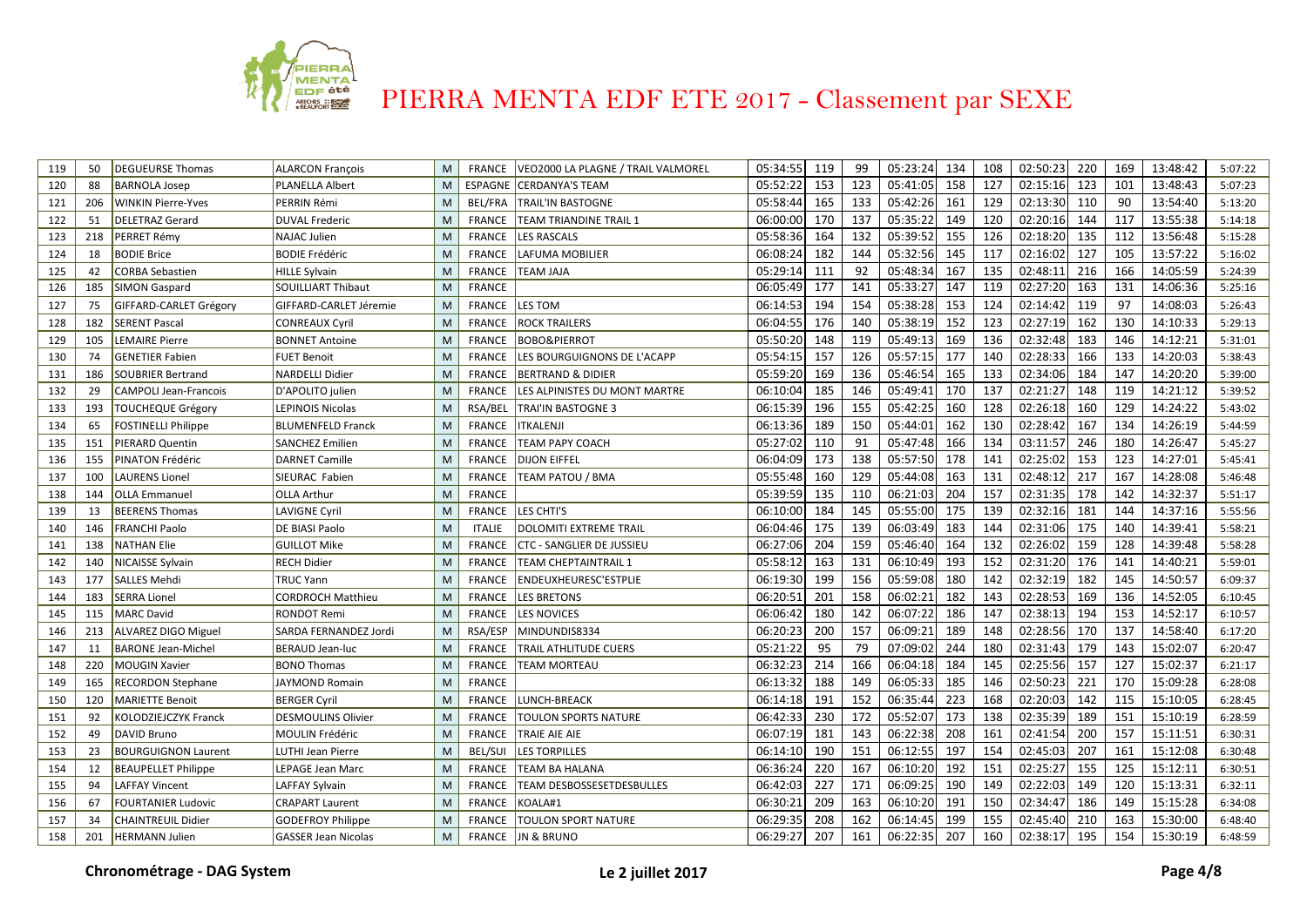# PIERRA MENTA EDF ETE 2017 - Classement par SEXE

| | | | | | | | | | | | | | | | | | | |
|---|---|---|---|---|---|---|---|---|---|---|---|---|---|---|---|---|---|---|
| 119 | 50 | DEGUEURSE Thomas | ALARCON François | M | FRANCE | VEO2000 LA PLAGNE / TRAIL VALMOREL | 05:34:55 | 119 | 99 | 05:23:24 | 134 | 108 | 02:50:23 | 220 | 169 | 13:48:42 | 5:07:22 |
| 120 | 88 | BARNOLA Josep | PLANELLA Albert | M | ESPAGNE | CERDANYA'S TEAM | 05:52:22 | 153 | 123 | 05:41:05 | 158 | 127 | 02:15:16 | 123 | 101 | 13:48:43 | 5:07:23 |
| 121 | 206 | WINKIN Pierre-Yves | PERRIN Rémi | M | BEL/FRA | TRAIL'IN BASTOGNE | 05:58:44 | 165 | 133 | 05:42:26 | 161 | 129 | 02:13:30 | 110 | 90 | 13:54:40 | 5:13:20 |
| 122 | 51 | DELETRAZ Gerard | DUVAL Frederic | M | FRANCE | TEAM TRIANDINE TRAIL 1 | 06:00:00 | 170 | 137 | 05:35:22 | 149 | 120 | 02:20:16 | 144 | 117 | 13:55:38 | 5:14:18 |
| 123 | 218 | PERRET Rémy | NAJAC Julien | M | FRANCE | LES RASCALS | 05:58:36 | 164 | 132 | 05:39:52 | 155 | 126 | 02:18:20 | 135 | 112 | 13:56:48 | 5:15:28 |
| 124 | 18 | BODIE Brice | BODIE Frédéric | M | FRANCE | LAFUMA MOBILIER | 06:08:24 | 182 | 144 | 05:32:56 | 145 | 117 | 02:16:02 | 127 | 105 | 13:57:22 | 5:16:02 |
| 125 | 42 | CORBA Sebastien | HILLE Sylvain | M | FRANCE | TEAM JAJA | 05:29:14 | 111 | 92 | 05:48:34 | 167 | 135 | 02:48:11 | 216 | 166 | 14:05:59 | 5:24:39 |
| 126 | 185 | SIMON Gaspard | SOUILLIART Thibaut | M | FRANCE | | 06:05:49 | 177 | 141 | 05:33:27 | 147 | 119 | 02:27:20 | 163 | 131 | 14:06:36 | 5:25:16 |
| 127 | 75 | GIFFARD-CARLET Grégory | GIFFARD-CARLET Jéremie | M | FRANCE | LES TOM | 06:14:53 | 194 | 154 | 05:38:28 | 153 | 124 | 02:14:42 | 119 | 97 | 14:08:03 | 5:26:43 |
| 128 | 182 | SERENT Pascal | CONREAUX Cyril | M | FRANCE | ROCK TRAILERS | 06:04:55 | 176 | 140 | 05:38:19 | 152 | 123 | 02:27:19 | 162 | 130 | 14:10:33 | 5:29:13 |
| 129 | 105 | LEMAIRE Pierre | BONNET Antoine | M | FRANCE | BOBO&PIERROT | 05:50:20 | 148 | 119 | 05:49:13 | 169 | 136 | 02:32:48 | 183 | 146 | 14:12:21 | 5:31:01 |
| 130 | 74 | GENETIER Fabien | FUET Benoit | M | FRANCE | LES BOURGUIGNONS DE L'ACAPP | 05:54:15 | 157 | 126 | 05:57:15 | 177 | 140 | 02:28:33 | 166 | 133 | 14:20:03 | 5:38:43 |
| 131 | 186 | SOUBRIER Bertrand | NARDELLI Didier | M | FRANCE | BERTRAND & DIDIER | 05:59:20 | 169 | 136 | 05:46:54 | 165 | 133 | 02:34:06 | 184 | 147 | 14:20:20 | 5:39:00 |
| 132 | 29 | CAMPOLI Jean-Francois | D'APOLITO julien | M | FRANCE | LES ALPINISTES DU MONT MARTRE | 06:10:04 | 185 | 146 | 05:49:41 | 170 | 137 | 02:21:27 | 148 | 119 | 14:21:12 | 5:39:52 |
| 133 | 193 | TOUCHEQUE Grégory | LEPINOIS Nicolas | M | RSA/BEL | TRAI'IN BASTOGNE 3 | 06:15:39 | 196 | 155 | 05:42:25 | 160 | 128 | 02:26:18 | 160 | 129 | 14:24:22 | 5:43:02 |
| 134 | 65 | FOSTINELLI Philippe | BLUMENFELD Franck | M | FRANCE | ITKALENJI | 06:13:36 | 189 | 150 | 05:44:01 | 162 | 130 | 02:28:42 | 167 | 134 | 14:26:19 | 5:44:59 |
| 135 | 151 | PIERARD Quentin | SANCHEZ Emilien | M | FRANCE | TEAM PAPY COACH | 05:27:02 | 110 | 91 | 05:47:48 | 166 | 134 | 03:11:57 | 246 | 180 | 14:26:47 | 5:45:27 |
| 136 | 155 | PINATON Frédéric | DARNET Camille | M | FRANCE | DIJON EIFFEL | 06:04:09 | 173 | 138 | 05:57:50 | 178 | 141 | 02:25:02 | 153 | 123 | 14:27:01 | 5:45:41 |
| 137 | 100 | LAURENS Lionel | SIEURAC Fabien | M | FRANCE | TEAM PATOU / BMA | 05:55:48 | 160 | 129 | 05:44:08 | 163 | 131 | 02:48:12 | 217 | 167 | 14:28:08 | 5:46:48 |
| 138 | 144 | OLLA Emmanuel | OLLA Arthur | M | FRANCE | | 05:39:59 | 135 | 110 | 06:21:03 | 204 | 157 | 02:31:35 | 178 | 142 | 14:32:37 | 5:51:17 |
| 139 | 13 | BEERENS Thomas | LAVIGNE Cyril | M | FRANCE | LES CHTI'S | 06:10:00 | 184 | 145 | 05:55:00 | 175 | 139 | 02:32:16 | 181 | 144 | 14:37:16 | 5:55:56 |
| 140 | 146 | FRANCHI Paolo | DE BIASI Paolo | M | ITALIE | DOLOMITI EXTREME TRAIL | 06:04:46 | 175 | 139 | 06:03:49 | 183 | 144 | 02:31:06 | 175 | 140 | 14:39:41 | 5:58:21 |
| 141 | 138 | NATHAN Elie | GUILLOT Mike | M | FRANCE | CTC - SANGLIER DE JUSSIEU | 06:27:06 | 204 | 159 | 05:46:40 | 164 | 132 | 02:26:02 | 159 | 128 | 14:39:48 | 5:58:28 |
| 142 | 140 | NICAISSE Sylvain | RECH Didier | M | FRANCE | TEAM CHEPTAINTRAIL 1 | 05:58:12 | 163 | 131 | 06:10:49 | 193 | 152 | 02:31:20 | 176 | 141 | 14:40:21 | 5:59:01 |
| 143 | 177 | SALLES Mehdi | TRUC Yann | M | FRANCE | ENDEUXHEURESC'ESTPLIE | 06:19:30 | 199 | 156 | 05:59:08 | 180 | 142 | 02:32:19 | 182 | 145 | 14:50:57 | 6:09:37 |
| 144 | 183 | SERRA Lionel | CORDROCH Matthieu | M | FRANCE | LES BRETONS | 06:20:51 | 201 | 158 | 06:02:21 | 182 | 143 | 02:28:53 | 169 | 136 | 14:52:05 | 6:10:45 |
| 145 | 115 | MARC David | RONDOT Remi | M | FRANCE | LES NOVICES | 06:06:42 | 180 | 142 | 06:07:22 | 186 | 147 | 02:38:13 | 194 | 153 | 14:52:17 | 6:10:57 |
| 146 | 213 | ALVAREZ DIGO Miguel | SARDA FERNANDEZ Jordi | M | RSA/ESP | MINDUNDIS8334 | 06:20:23 | 200 | 157 | 06:09:21 | 189 | 148 | 02:28:56 | 170 | 137 | 14:58:40 | 6:17:20 |
| 147 | 11 | BARONE Jean-Michel | BERAUD Jean-luc | M | FRANCE | TRAIL ATHLITUDE CUERS | 05:21:22 | 95 | 79 | 07:09:02 | 244 | 180 | 02:31:43 | 179 | 143 | 15:02:07 | 6:20:47 |
| 148 | 220 | MOUGIN Xavier | BONO Thomas | M | FRANCE | TEAM MORTEAU | 06:32:23 | 214 | 166 | 06:04:18 | 184 | 145 | 02:25:56 | 157 | 127 | 15:02:37 | 6:21:17 |
| 149 | 165 | RECORDON Stephane | JAYMOND Romain | M | FRANCE | | 06:13:32 | 188 | 149 | 06:05:33 | 185 | 146 | 02:50:23 | 221 | 170 | 15:09:28 | 6:28:08 |
| 150 | 120 | MARIETTE Benoit | BERGER Cyril | M | FRANCE | LUNCH-BREACK | 06:14:18 | 191 | 152 | 06:35:44 | 223 | 168 | 02:20:03 | 142 | 115 | 15:10:05 | 6:28:45 |
| 151 | 92 | KOLODZIEJCZYK Franck | DESMOULINS Olivier | M | FRANCE | TOULON SPORTS NATURE | 06:42:33 | 230 | 172 | 05:52:07 | 173 | 138 | 02:35:39 | 189 | 151 | 15:10:19 | 6:28:59 |
| 152 | 49 | DAVID Bruno | MOULIN Frédéric | M | FRANCE | TRAIE AIE AIE | 06:07:19 | 181 | 143 | 06:22:38 | 208 | 161 | 02:41:54 | 200 | 157 | 15:11:51 | 6:30:31 |
| 153 | 23 | BOURGUIGNON Laurent | LUTHI Jean Pierre | M | BEL/SUI | LES TORPILLES | 06:14:10 | 190 | 151 | 06:12:55 | 197 | 154 | 02:45:03 | 207 | 161 | 15:12:08 | 6:30:48 |
| 154 | 12 | BEAUPELLET Philippe | LEPAGE Jean Marc | M | FRANCE | TEAM BA HALANA | 06:36:24 | 220 | 167 | 06:10:20 | 192 | 151 | 02:25:27 | 155 | 125 | 15:12:11 | 6:30:51 |
| 155 | 94 | LAFFAY Vincent | LAFFAY Sylvain | M | FRANCE | TEAM DESBOSSESETDESBULLES | 06:42:03 | 227 | 171 | 06:09:25 | 190 | 149 | 02:22:03 | 149 | 120 | 15:13:31 | 6:32:11 |
| 156 | 67 | FOURTANIER Ludovic | CRAPART Laurent | M | FRANCE | KOALA#1 | 06:30:21 | 209 | 163 | 06:10:20 | 191 | 150 | 02:34:47 | 186 | 149 | 15:15:28 | 6:34:08 |
| 157 | 34 | CHAINTREUIL Didier | GODEFROY Philippe | M | FRANCE | TOULON SPORT NATURE | 06:29:35 | 208 | 162 | 06:14:45 | 199 | 155 | 02:45:40 | 210 | 163 | 15:30:00 | 6:48:40 |
| 158 | 201 | HERMANN Julien | GASSER Jean Nicolas | M | FRANCE | JN & BRUNO | 06:29:27 | 207 | 161 | 06:22:35 | 207 | 160 | 02:38:17 | 195 | 154 | 15:30:19 | 6:48:59 |

Chronométrage - DAG System | Le 2 juillet 2017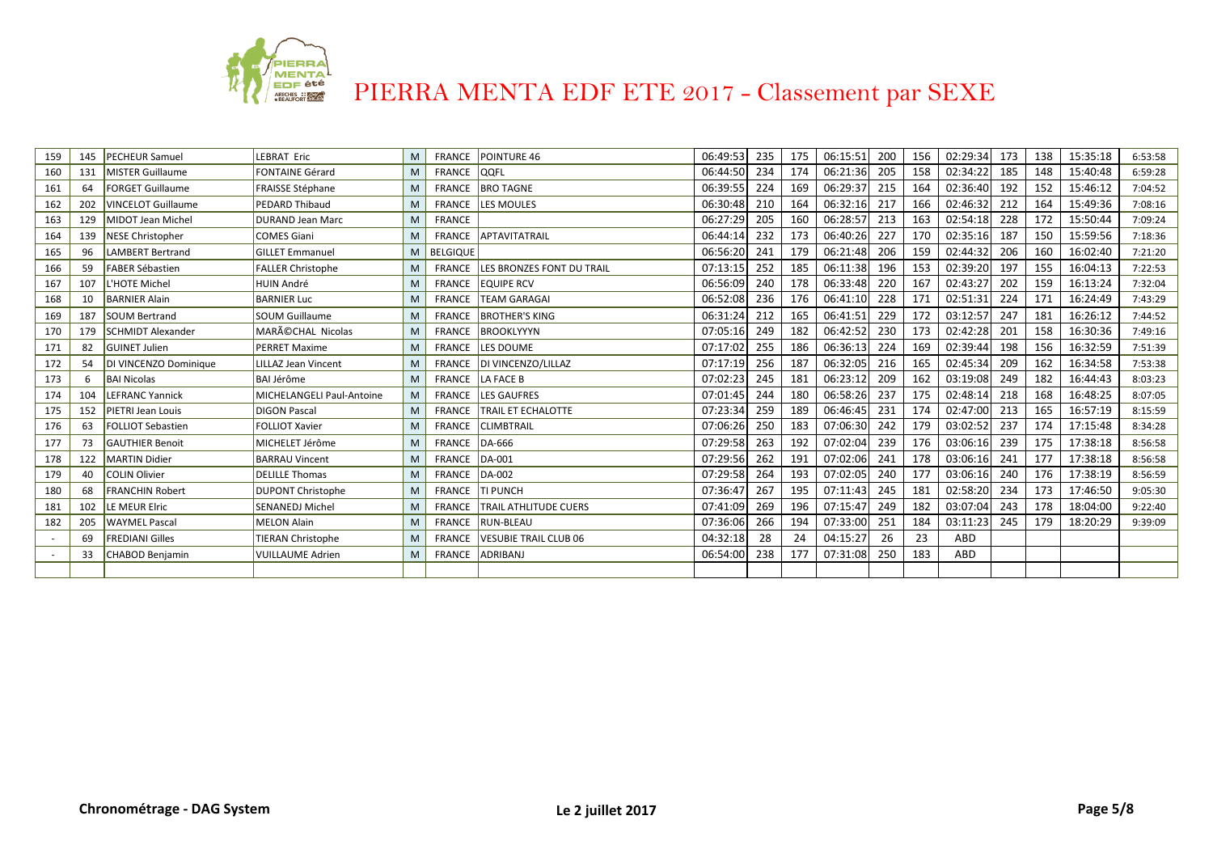# PIERRA MENTA EDF ETE 2017 - Classement par SEXE

| | | | | | | | | | | | | | | | | | | |
|---|---|---|---|---|---|---|---|---|---|---|---|---|---|---|---|---|---|---|
| 159 | 145 | PECHEUR Samuel | LEBRAT Eric | M | FRANCE | POINTURE 46 | 06:49:53 | 235 | 175 | 06:15:51 | 200 | 156 | 02:29:34 | 173 | 138 | 15:35:18 | 6:53:58 |
| 160 | 131 | MISTER Guillaume | FONTAINE Gérard | M | FRANCE | QQFL | 06:44:50 | 234 | 174 | 06:21:36 | 205 | 158 | 02:34:22 | 185 | 148 | 15:40:48 | 6:59:28 |
| 161 | 64 | FORGET Guillaume | FRAISSE Stéphane | M | FRANCE | BRO TAGNE | 06:39:55 | 224 | 169 | 06:29:37 | 215 | 164 | 02:36:40 | 192 | 152 | 15:46:12 | 7:04:52 |
| 162 | 202 | VINCELOT Guillaume | PEDARD Thibaud | M | FRANCE | LES MOULES | 06:30:48 | 210 | 164 | 06:32:16 | 217 | 166 | 02:46:32 | 212 | 164 | 15:49:36 | 7:08:16 |
| 163 | 129 | MIDOT Jean Michel | DURAND Jean Marc | M | FRANCE | | 06:27:29 | 205 | 160 | 06:28:57 | 213 | 163 | 02:54:18 | 228 | 172 | 15:50:44 | 7:09:24 |
| 164 | 139 | NESE Christopher | COMES Giani | M | FRANCE | APTAVITATRAIL | 06:44:14 | 232 | 173 | 06:40:26 | 227 | 170 | 02:35:16 | 187 | 150 | 15:59:56 | 7:18:36 |
| 165 | 96 | LAMBERT Bertrand | GILLET Emmanuel | M | BELGIQUE | | 06:56:20 | 241 | 179 | 06:21:48 | 206 | 159 | 02:44:32 | 206 | 160 | 16:02:40 | 7:21:20 |
| 166 | 59 | FABER Sébastien | FALLER Christophe | M | FRANCE | LES BRONZES FONT DU TRAIL | 07:13:15 | 252 | 185 | 06:11:38 | 196 | 153 | 02:39:20 | 197 | 155 | 16:04:13 | 7:22:53 |
| 167 | 107 | L'HOTE Michel | HUIN André | M | FRANCE | EQUIPE RCV | 06:56:09 | 240 | 178 | 06:33:48 | 220 | 167 | 02:43:27 | 202 | 159 | 16:13:24 | 7:32:04 |
| 168 | 10 | BARNIER Alain | BARNIER Luc | M | FRANCE | TEAM GARAGAI | 06:52:08 | 236 | 176 | 06:41:10 | 228 | 171 | 02:51:31 | 224 | 171 | 16:24:49 | 7:43:29 |
| 169 | 187 | SOUM Bertrand | SOUM Guillaume | M | FRANCE | BROTHER'S KING | 06:31:24 | 212 | 165 | 06:41:51 | 229 | 172 | 03:12:57 | 247 | 181 | 16:26:12 | 7:44:52 |
| 170 | 179 | SCHMIDT Alexander | MARÃ©CHAL Nicolas | M | FRANCE | BROOKLYYYN | 07:05:16 | 249 | 182 | 06:42:52 | 230 | 173 | 02:42:28 | 201 | 158 | 16:30:36 | 7:49:16 |
| 171 | 82 | GUINET Julien | PERRET Maxime | M | FRANCE | LES DOUME | 07:17:02 | 255 | 186 | 06:36:13 | 224 | 169 | 02:39:44 | 198 | 156 | 16:32:59 | 7:51:39 |
| 172 | 54 | DI VINCENZO Dominique | LILLAZ Jean Vincent | M | FRANCE | DI VINCENZO/LILLAZ | 07:17:19 | 256 | 187 | 06:32:05 | 216 | 165 | 02:45:34 | 209 | 162 | 16:34:58 | 7:53:38 |
| 173 | 6 | BAI Nicolas | BAI Jérôme | M | FRANCE | LA FACE B | 07:02:23 | 245 | 181 | 06:23:12 | 209 | 162 | 03:19:08 | 249 | 182 | 16:44:43 | 8:03:23 |
| 174 | 104 | LEFRANC Yannick | MICHELANGELI Paul-Antoine | M | FRANCE | LES GAUFRES | 07:01:45 | 244 | 180 | 06:58:26 | 237 | 175 | 02:48:14 | 218 | 168 | 16:48:25 | 8:07:05 |
| 175 | 152 | PIETRI Jean Louis | DIGON Pascal | M | FRANCE | TRAIL ET ECHALOTTE | 07:23:34 | 259 | 189 | 06:46:45 | 231 | 174 | 02:47:00 | 213 | 165 | 16:57:19 | 8:15:59 |
| 176 | 63 | FOLLIOT Sebastien | FOLLIOT Xavier | M | FRANCE | CLIMBTRAIL | 07:06:26 | 250 | 183 | 07:06:30 | 242 | 179 | 03:02:52 | 237 | 174 | 17:15:48 | 8:34:28 |
| 177 | 73 | GAUTHIER Benoit | MICHELET Jérôme | M | FRANCE | DA-666 | 07:29:58 | 263 | 192 | 07:02:04 | 239 | 176 | 03:06:16 | 239 | 175 | 17:38:18 | 8:56:58 |
| 178 | 122 | MARTIN Didier | BARRAU Vincent | M | FRANCE | DA-001 | 07:29:56 | 262 | 191 | 07:02:06 | 241 | 178 | 03:06:16 | 241 | 177 | 17:38:18 | 8:56:58 |
| 179 | 40 | COLIN Olivier | DELILLE Thomas | M | FRANCE | DA-002 | 07:29:58 | 264 | 193 | 07:02:05 | 240 | 177 | 03:06:16 | 240 | 176 | 17:38:19 | 8:56:59 |
| 180 | 68 | FRANCHIN Robert | DUPONT Christophe | M | FRANCE | TI PUNCH | 07:36:47 | 267 | 195 | 07:11:43 | 245 | 181 | 02:58:20 | 234 | 173 | 17:46:50 | 9:05:30 |
| 181 | 102 | LE MEUR Elric | SENANEDJ Michel | M | FRANCE | TRAIL ATHLITUDE CUERS | 07:41:09 | 269 | 196 | 07:15:47 | 249 | 182 | 03:07:04 | 243 | 178 | 18:04:00 | 9:22:40 |
| 182 | 205 | WAYMEL Pascal | MELON Alain | M | FRANCE | RUN-BLEAU | 07:36:06 | 266 | 194 | 07:33:00 | 251 | 184 | 03:11:23 | 245 | 179 | 18:20:29 | 9:39:09 |
| - | 69 | FREDIANI Gilles | TIERAN Christophe | M | FRANCE | VESUBIE TRAIL CLUB 06 | 04:32:18 | 28 | 24 | 04:15:27 | 26 | 23 | ABD | | | | |
| - | 33 | CHABOD Benjamin | VUILLAUME Adrien | M | FRANCE | ADRIBANJ | 06:54:00 | 238 | 177 | 07:31:08 | 250 | 183 | ABD | | | | |

Chronométrage - DAG System

Le 2 juillet 2017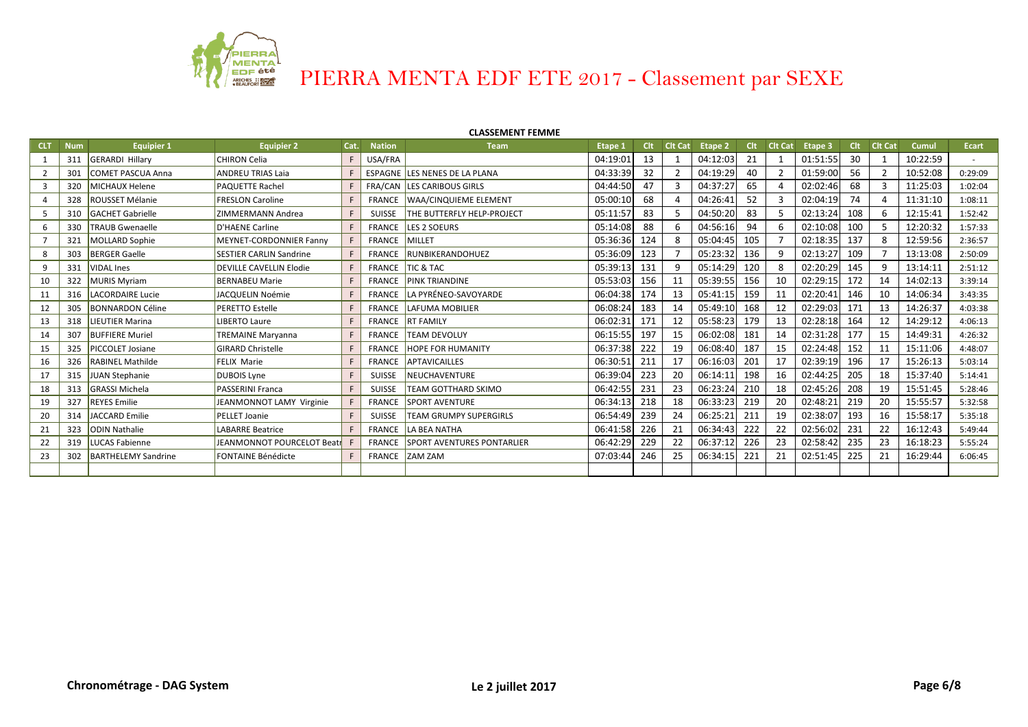# PIERRA MENTA EDF ETE 2017 - Classement par SEXE

**CLASSEMENT FEMME**

| CLT | Num | Equipier 1 | Equipier 2 | Cat. | Nation | Team | Etape 1 | Clt | Clt Cat | Etape 2 | Clt | Clt Cat | Etape 3 | Clt | Clt Cat | Cumul | Ecart |
|---|---|---|---|---|---|---|---|---|---|---|---|---|---|---|---|---|---|
| 1 | 311 | GERARDI Hillary | CHIRON Celia | F | USA/FRA | | 04:19:01 | 13 | 1 | 04:12:03 | 21 | 1 | 01:51:55 | 30 | 1 | 10:22:59 | - |
| 2 | 301 | COMET PASCUA Anna | ANDREU TRIAS Laia | F | ESPAGNE | LES NENES DE LA PLANA | 04:33:39 | 32 | 2 | 04:19:29 | 40 | 2 | 01:59:00 | 56 | 2 | 10:52:08 | 0:29:09 |
| 3 | 320 | MICHAUX Helene | PAQUETTE Rachel | F | FRA/CAN | LES CARIBOUS GIRLS | 04:44:50 | 47 | 3 | 04:37:27 | 65 | 4 | 02:02:46 | 68 | 3 | 11:25:03 | 1:02:04 |
| 4 | 328 | ROUSSET Mélanie | FRESLON Caroline | F | FRANCE | WAA/CINQUIEME ELEMENT | 05:00:10 | 68 | 4 | 04:26:41 | 52 | 3 | 02:04:19 | 74 | 4 | 11:31:10 | 1:08:11 |
| 5 | 310 | GACHET Gabrielle | ZIMMERMANN Andrea | F | SUISSE | THE BUTTERFLY HELP-PROJECT | 05:11:57 | 83 | 5 | 04:50:20 | 83 | 5 | 02:13:24 | 108 | 6 | 12:15:41 | 1:52:42 |
| 6 | 330 | TRAUB Gwenaelle | D'HAENE Carline | F | FRANCE | LES 2 SOEURS | 05:14:08 | 88 | 6 | 04:56:16 | 94 | 6 | 02:10:08 | 100 | 5 | 12:20:32 | 1:57:33 |
| 7 | 321 | MOLLARD Sophie | MEYNET-CORDONNIER Fanny | F | FRANCE | MILLET | 05:36:36 | 124 | 8 | 05:04:45 | 105 | 7 | 02:18:35 | 137 | 8 | 12:59:56 | 2:36:57 |
| 8 | 303 | BERGER Gaelle | SESTIER CARLIN Sandrine | F | FRANCE | RUNBIKERANDOHUEZ | 05:36:09 | 123 | 7 | 05:23:32 | 136 | 9 | 02:13:27 | 109 | 7 | 13:13:08 | 2:50:09 |
| 9 | 331 | VIDAL Ines | DEVILLE CAVELLIN Elodie | F | FRANCE | TIC & TAC | 05:39:13 | 131 | 9 | 05:14:29 | 120 | 8 | 02:20:29 | 145 | 9 | 13:14:11 | 2:51:12 |
| 10 | 322 | MURIS Myriam | BERNABEU Marie | F | FRANCE | PINK TRIANDINE | 05:53:03 | 156 | 11 | 05:39:55 | 156 | 10 | 02:29:15 | 172 | 14 | 14:02:13 | 3:39:14 |
| 11 | 316 | LACORDAIRE Lucie | JACQUELIN Noémie | F | FRANCE | LA PYRÉNEO-SAVOYARDE | 06:04:38 | 174 | 13 | 05:41:15 | 159 | 11 | 02:20:41 | 146 | 10 | 14:06:34 | 3:43:35 |
| 12 | 305 | BONNARDON Céline | PERETTO Estelle | F | FRANCE | LAFUMA MOBILIER | 06:08:24 | 183 | 14 | 05:49:10 | 168 | 12 | 02:29:03 | 171 | 13 | 14:26:37 | 4:03:38 |
| 13 | 318 | LIEUTIER Marina | LIBERTO Laure | F | FRANCE | RT FAMILY | 06:02:31 | 171 | 12 | 05:58:23 | 179 | 13 | 02:28:18 | 164 | 12 | 14:29:12 | 4:06:13 |
| 14 | 307 | BUFFIERE Muriel | TREMAINE Maryanna | F | FRANCE | TEAM DEVOLUY | 06:15:55 | 197 | 15 | 06:02:08 | 181 | 14 | 02:31:28 | 177 | 15 | 14:49:31 | 4:26:32 |
| 15 | 325 | PICCOLET Josiane | GIRARD Christelle | F | FRANCE | HOPE FOR HUMANITY | 06:37:38 | 222 | 19 | 06:08:40 | 187 | 15 | 02:24:48 | 152 | 11 | 15:11:06 | 4:48:07 |
| 16 | 326 | RABINEL Mathilde | FELIX Marie | F | FRANCE | APTAVICAILLES | 06:30:51 | 211 | 17 | 06:16:03 | 201 | 17 | 02:39:19 | 196 | 17 | 15:26:13 | 5:03:14 |
| 17 | 315 | JUAN Stephanie | DUBOIS Lyne | F | SUISSE | NEUCHAVENTURE | 06:39:04 | 223 | 20 | 06:14:11 | 198 | 16 | 02:44:25 | 205 | 18 | 15:37:40 | 5:14:41 |
| 18 | 313 | GRASSI Michela | PASSERINI Franca | F | SUISSE | TEAM GOTTHARD SKIMO | 06:42:55 | 231 | 23 | 06:23:24 | 210 | 18 | 02:45:26 | 208 | 19 | 15:51:45 | 5:28:46 |
| 19 | 327 | REYES Emilie | JEANMONNOT LAMY Virginie | F | FRANCE | SPORT AVENTURE | 06:34:13 | 218 | 18 | 06:33:23 | 219 | 20 | 02:48:21 | 219 | 20 | 15:55:57 | 5:32:58 |
| 20 | 314 | JACCARD Emilie | PELLET Joanie | F | SUISSE | TEAM GRUMPY SUPERGIRLS | 06:54:49 | 239 | 24 | 06:25:21 | 211 | 19 | 02:38:07 | 193 | 16 | 15:58:17 | 5:35:18 |
| 21 | 323 | ODIN Nathalie | LABARRE Beatrice | F | FRANCE | LA BEA NATHA | 06:41:58 | 226 | 21 | 06:34:43 | 222 | 22 | 02:56:02 | 231 | 22 | 16:12:43 | 5:49:44 |
| 22 | 319 | LUCAS Fabienne | JEANMONNOT POURCELOT Beatr | F | FRANCE | SPORT AVENTURES PONTARLIER | 06:42:29 | 229 | 22 | 06:37:12 | 226 | 23 | 02:58:42 | 235 | 23 | 16:18:23 | 5:55:24 |
| 23 | 302 | BARTHELEMY Sandrine | FONTAINE Bénédicte | F | FRANCE | ZAM ZAM | 07:03:44 | 246 | 25 | 06:34:15 | 221 | 21 | 02:51:45 | 225 | 21 | 16:29:44 | 6:06:45 |

Chronométrage - DAG System

Le 2 juillet 2017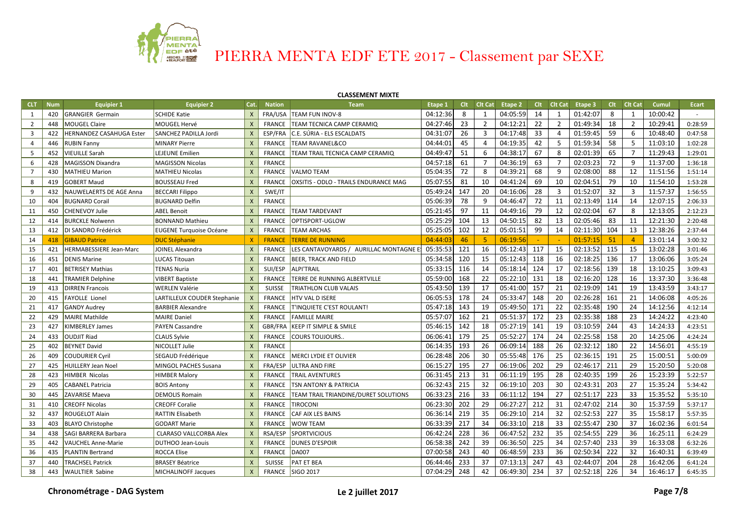# PIERRA MENTA EDF ETE 2017 - Classement par SEXE

**CLASSEMENT MIXTE**

| CLT | Num | Equipier 1 | Equipier 2 | Cat. | Nation | Team | Etape 1 | Clt | Clt Cat | Etape 2 | Clt | Clt Cat | Etape 3 | Clt | Clt Cat | Cumul | Ecart |
|---|---|---|---|---|---|---|---|---|---|---|---|---|---|---|---|---|---|
| 1 | 420 | GRANGIER Germain | SCHIDE Katie | X | FRA/USA | TEAM FUN INOV-8 | 04:12:36 | 8 | 1 | 04:05:59 | 14 | 1 | 01:42:07 | 8 | 1 | 10:00:42 | - |
| 2 | 448 | MOUGEL Claire | MOUGEL Hervé | X | FRANCE | TEAM TECNICA CAMP CERAMIQ | 04:27:46 | 23 | 2 | 04:12:21 | 22 | 2 | 01:49:34 | 18 | 2 | 10:29:41 | 0:28:59 |
| 3 | 422 | HERNANDEZ CASAHUGA Ester | SANCHEZ PADILLA Jordi | X | ESP/FRA | C.E. SÚRIA - ELS ESCALDATS | 04:31:07 | 26 | 3 | 04:17:48 | 33 | 4 | 01:59:45 | 59 | 6 | 10:48:40 | 0:47:58 |
| 4 | 446 | RUBIN Fanny | MINARY Pierre | X | FRANCE | TEAM RAVANEL&CO | 04:44:01 | 45 | 4 | 04:19:35 | 42 | 5 | 01:59:34 | 58 | 5 | 11:03:10 | 1:02:28 |
| 5 | 452 | VIEUILLE Sarah | LEJEUNE Emilien | X | FRANCE | TEAM TRAIL TECNICA CAMP CERAMIQ | 04:49:47 | 51 | 6 | 04:38:17 | 67 | 8 | 02:01:39 | 65 | 7 | 11:29:43 | 1:29:01 |
| 6 | 428 | MAGISSON Dixandra | MAGISSON Nicolas | X | FRANCE | | 04:57:18 | 61 | 7 | 04:36:19 | 63 | 7 | 02:03:23 | 72 | 9 | 11:37:00 | 1:36:18 |
| 7 | 430 | MATHIEU Marion | MATHIEU Nicolas | X | FRANCE | VALMO TEAM | 05:04:35 | 72 | 8 | 04:39:21 | 68 | 9 | 02:08:00 | 88 | 12 | 11:51:56 | 1:51:14 |
| 8 | 419 | GOBERT Maud | BOUSSEAU Fred | X | FRANCE | OXSITIS - ODLO - TRAILS ENDURANCE MAG | 05:07:55 | 81 | 10 | 04:41:24 | 69 | 10 | 02:04:51 | 79 | 10 | 11:54:10 | 1:53:28 |
| 9 | 432 | NAUWELAERTS DE AGE Anna | BECCARI Filippo | X | SWE/IT | | 05:49:24 | 147 | 20 | 04:16:06 | 28 | 3 | 01:52:07 | 32 | 3 | 11:57:37 | 1:56:55 |
| 10 | 404 | BUGNARD Corail | BUGNARD Delfin | X | FRANCE | | 05:06:39 | 78 | 9 | 04:46:47 | 72 | 11 | 02:13:49 | 114 | 14 | 12:07:15 | 2:06:33 |
| 11 | 450 | CHENEVOY Julie | ABEL Benoit | X | FRANCE | TEAM TARDEVANT | 05:21:45 | 97 | 11 | 04:49:16 | 79 | 12 | 02:02:04 | 67 | 8 | 12:13:05 | 2:12:23 |
| 12 | 414 | BURCKLE Nolwenn | BONNAND Mathieu | X | FRANCE | OPTISPORT-UGLOW | 05:25:29 | 104 | 13 | 04:50:15 | 82 | 13 | 02:05:46 | 83 | 11 | 12:21:30 | 2:20:48 |
| 13 | 412 | DI SANDRO Frédérick | EUGENE Turquoise Océane | X | FRANCE | TEAM ARCHAS | 05:25:05 | 102 | 12 | 05:01:51 | 99 | 14 | 02:11:30 | 104 | 13 | 12:38:26 | 2:37:44 |
| 14 | 418 | GIBAUD Patrice | DUC Stéphanie | X | FRANCE | TERRE DE RUNNING | 04:44:03 | 46 | 5 | 06:19:56 | - | - | 01:57:15 | 51 | 4 | 13:01:14 | 3:00:32 |
| 15 | 421 | HERMABESSIERE Jean-Marc | JOINEL Alexandra | X | FRANCE | LES CANTAVOYARDS / AURILLAC MONTAGNE E | 05:35:53 | 121 | 16 | 05:12:43 | 117 | 15 | 02:13:52 | 115 | 15 | 13:02:28 | 3:01:46 |
| 16 | 451 | DENIS Marine | LUCAS Titouan | X | FRANCE | BEER, TRACK AND FIELD | 05:34:58 | 120 | 15 | 05:12:43 | 118 | 16 | 02:18:25 | 136 | 17 | 13:06:06 | 3:05:24 |
| 17 | 401 | BETRISEY Mathias | TENAS Nuria | X | SUI/ESP | ALPI'TRAIL | 05:33:15 | 116 | 14 | 05:18:14 | 124 | 17 | 02:18:56 | 139 | 18 | 13:10:25 | 3:09:43 |
| 18 | 441 | TRAMIER Delphine | VIBERT Baptiste | X | FRANCE | TERRE DE RUNNING ALBERTVILLE | 05:59:00 | 168 | 22 | 05:22:10 | 131 | 18 | 02:16:20 | 128 | 16 | 13:37:30 | 3:36:48 |
| 19 | 413 | DIRREN Francois | WERLEN Valérie | X | SUISSE | TRIATHLON CLUB VALAIS | 05:43:50 | 139 | 17 | 05:41:00 | 157 | 21 | 02:19:09 | 141 | 19 | 13:43:59 | 3:43:17 |
| 20 | 415 | FAYOLLE Lionel | LARTILLEUX COUDER Stephanie | X | FRANCE | HTV VAL D ISERE | 06:05:53 | 178 | 24 | 05:33:47 | 148 | 20 | 02:26:28 | 161 | 21 | 14:06:08 | 4:05:26 |
| 21 | 417 | GANDY Audrey | BARBIER Alexandre | X | FRANCE | T'INQUIETE C'EST ROULANT! | 05:47:18 | 143 | 19 | 05:49:50 | 171 | 22 | 02:35:48 | 190 | 24 | 14:12:56 | 4:12:14 |
| 22 | 429 | MAIRE Mathilde | MAIRE Daniel | X | FRANCE | FAMILLE MAIRE | 05:57:07 | 162 | 21 | 05:51:37 | 172 | 23 | 02:35:38 | 188 | 23 | 14:24:22 | 4:23:40 |
| 23 | 427 | KIMBERLEY James | PAYEN Cassandre | X | GBR/FRA | KEEP IT SIMPLE & SMILE | 05:46:15 | 142 | 18 | 05:27:19 | 141 | 19 | 03:10:59 | 244 | 43 | 14:24:33 | 4:23:51 |
| 24 | 433 | OUDJIT Riad | CLAUS Sylvie | X | FRANCE | COURS TOUJOURS.. | 06:06:41 | 179 | 25 | 05:52:27 | 174 | 24 | 02:25:58 | 158 | 20 | 14:25:06 | 4:24:24 |
| 25 | 402 | BEYNET David | NICOLLET Julie | X | FRANCE | | 06:14:35 | 193 | 26 | 06:09:14 | 188 | 26 | 02:32:12 | 180 | 22 | 14:56:01 | 4:55:19 |
| 26 | 409 | COUDURIER Cyril | SEGAUD Frédérique | X | FRANCE | MERCI LYDIE ET OLIVIER | 06:28:48 | 206 | 30 | 05:55:48 | 176 | 25 | 02:36:15 | 191 | 25 | 15:00:51 | 5:00:09 |
| 27 | 425 | HUILLERY Jean Noel | MINGOL PACHES Susana | X | FRA/ESP | ULTRA AND FIRE | 06:15:27 | 195 | 27 | 06:19:06 | 202 | 29 | 02:46:17 | 211 | 29 | 15:20:50 | 5:20:08 |
| 28 | 423 | HIMBER Nicolas | HIMBER Malory | X | FRANCE | TRAIL AVENTURES | 06:31:45 | 213 | 31 | 06:11:19 | 195 | 28 | 02:40:35 | 199 | 26 | 15:23:39 | 5:22:57 |
| 29 | 405 | CABANEL Patricia | BOIS Antony | X | FRANCE | TSN ANTONY & PATRICIA | 06:32:43 | 215 | 32 | 06:19:10 | 203 | 30 | 02:43:31 | 203 | 27 | 15:35:24 | 5:34:42 |
| 30 | 445 | ZAVARISE Maeva | DEMOLIS Romain | X | FRANCE | TEAM TRAIL TRIANDINE/DURET SOLUTIONS | 06:33:23 | 216 | 33 | 06:11:12 | 194 | 27 | 02:51:17 | 223 | 33 | 15:35:52 | 5:35:10 |
| 31 | 410 | CREOFF Nicolas | CREOFF Coralie | X | FRANCE | TIROCONI | 06:23:30 | 202 | 29 | 06:27:27 | 212 | 31 | 02:47:02 | 214 | 30 | 15:37:59 | 5:37:17 |
| 32 | 437 | ROUGELOT Alain | RATTIN Elisabeth | X | FRANCE | CAF AIX LES BAINS | 06:36:14 | 219 | 35 | 06:29:10 | 214 | 32 | 02:52:53 | 227 | 35 | 15:58:17 | 5:57:35 |
| 33 | 403 | BLAYO Christophe | GODART Marie | X | FRANCE | WOW TEAM | 06:33:39 | 217 | 34 | 06:33:10 | 218 | 33 | 02:55:47 | 230 | 37 | 16:02:36 | 6:01:54 |
| 34 | 438 | SAGI BARRERA Barbara | CLARASO VALLCORBA Alex | X | RSA/ESP | SPORTVICIOUS | 06:42:24 | 228 | 36 | 06:47:52 | 232 | 35 | 02:54:55 | 229 | 36 | 16:25:11 | 6:24:29 |
| 35 | 442 | VAUCHEL Anne-Marie | DUTHOO Jean-Louis | X | FRANCE | DUNES D'ESPOIR | 06:58:38 | 242 | 39 | 06:36:50 | 225 | 34 | 02:57:40 | 233 | 39 | 16:33:08 | 6:32:26 |
| 36 | 435 | PLANTIN Bertrand | ROCCA Elise | X | FRANCE | DA007 | 07:00:58 | 243 | 40 | 06:48:59 | 233 | 36 | 02:50:34 | 222 | 32 | 16:40:31 | 6:39:49 |
| 37 | 440 | TRACHSEL Patrick | BRASEY Béatrice | X | SUISSE | PAT ET BEA | 06:44:46 | 233 | 37 | 07:13:13 | 247 | 43 | 02:44:07 | 204 | 28 | 16:42:06 | 6:41:24 |
| 38 | 443 | WAULTIER Sabine | MICHALINOFF Jacques | X | FRANCE | SIGO 2017 | 07:04:29 | 248 | 42 | 06:49:30 | 234 | 37 | 02:52:18 | 226 | 34 | 16:46:17 | 6:45:35 |

Chronométrage - DAG System — Le 2 juillet 2017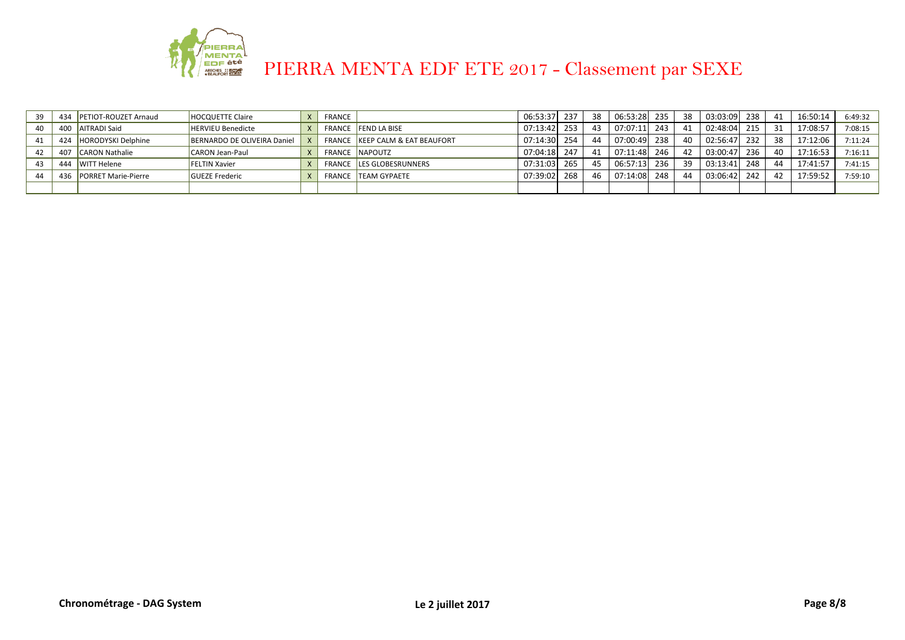# PIERRA MENTA EDF ETE 2017 - Classement par SEXE

| | | | | | | | | | | | | | | | | | |
|---|---|---|---|---|---|---|---|---|---|---|---|---|---|---|---|---|---|
| 39 | 434 | PETIOT-ROUZET Arnaud | HOCQUETTE Claire | X | FRANCE | | 06:53:37 | 237 | 38 | 06:53:28 | 235 | 38 | 03:03:09 | 238 | 41 | 16:50:14 | 6:49:32 |
| 40 | 400 | AITRADI Said | HERVIEU Benedicte | X | FRANCE | FEND LA BISE | 07:13:42 | 253 | 43 | 07:07:11 | 243 | 41 | 02:48:04 | 215 | 31 | 17:08:57 | 7:08:15 |
| 41 | 424 | HORODYSKI Delphine | BERNARDO DE OLIVEIRA Daniel | X | FRANCE | KEEP CALM & EAT BEAUFORT | 07:14:30 | 254 | 44 | 07:00:49 | 238 | 40 | 02:56:47 | 232 | 38 | 17:12:06 | 7:11:24 |
| 42 | 407 | CARON Nathalie | CARON Jean-Paul | X | FRANCE | NAPOUTZ | 07:04:18 | 247 | 41 | 07:11:48 | 246 | 42 | 03:00:47 | 236 | 40 | 17:16:53 | 7:16:11 |
| 43 | 444 | WITT Helene | FELTIN Xavier | X | FRANCE | LES GLOBESRUNNERS | 07:31:03 | 265 | 45 | 06:57:13 | 236 | 39 | 03:13:41 | 248 | 44 | 17:41:57 | 7:41:15 |
| 44 | 436 | PORRET Marie-Pierre | GUEZE Frederic | X | FRANCE | TEAM GYPAETE | 07:39:02 | 268 | 46 | 07:14:08 | 248 | 44 | 03:06:42 | 242 | 42 | 17:59:52 | 7:59:10 |

**Chronométrage - DAG System** **Le 2 juillet 2017**